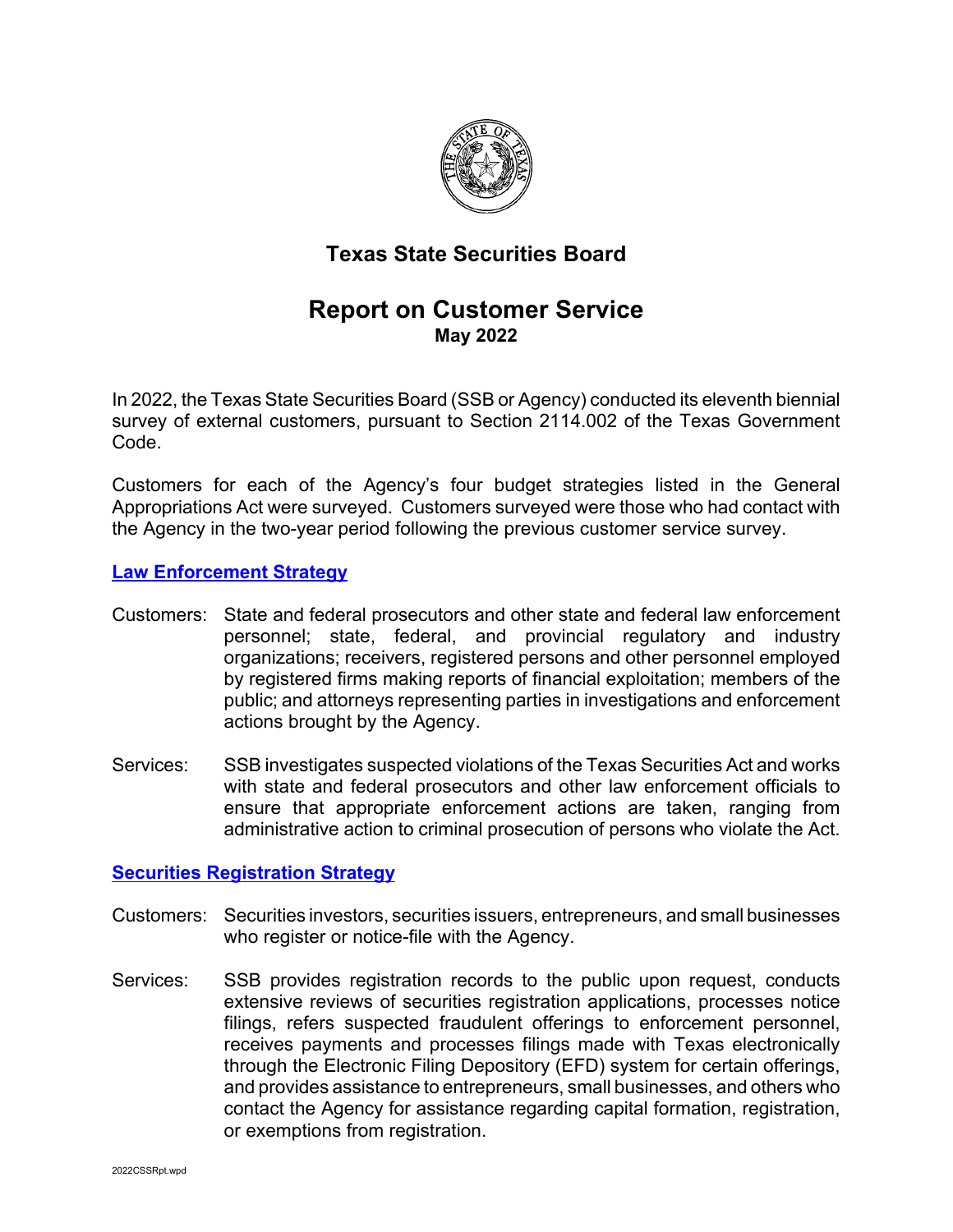# Texas State Securities Board

## Report on Customer Service

**May 2022**

In 2022, the Texas State Securities Board (SSB or Agency) conducted its eleventh biennial survey of external customers, pursuant to Section 2114.002 of the Texas Government Code.

Customers for each of the Agency's four budget strategies listed in the General Appropriations Act were surveyed. Customers surveyed were those who had contact with the Agency in the two-year period following the previous customer service survey.

### Law Enforcement Strategy

Customers: State and federal prosecutors and other state and federal law enforcement personnel; state, federal, and provincial regulatory and industry organizations; receivers, registered persons and other personnel employed by registered firms making reports of financial exploitation; members of the public; and attorneys representing parties in investigations and enforcement actions brought by the Agency.

Services: SSB investigates suspected violations of the Texas Securities Act and works with state and federal prosecutors and other law enforcement officials to ensure that appropriate enforcement actions are taken, ranging from administrative action to criminal prosecution of persons who violate the Act.

### Securities Registration Strategy

Customers: Securities investors, securities issuers, entrepreneurs, and small businesses who register or notice-file with the Agency.

Services: SSB provides registration records to the public upon request, conducts extensive reviews of securities registration applications, processes notice filings, refers suspected fraudulent offerings to enforcement personnel, receives payments and processes filings made with Texas electronically through the Electronic Filing Depository (EFD) system for certain offerings, and provides assistance to entrepreneurs, small businesses, and others who contact the Agency for assistance regarding capital formation, registration, or exemptions from registration.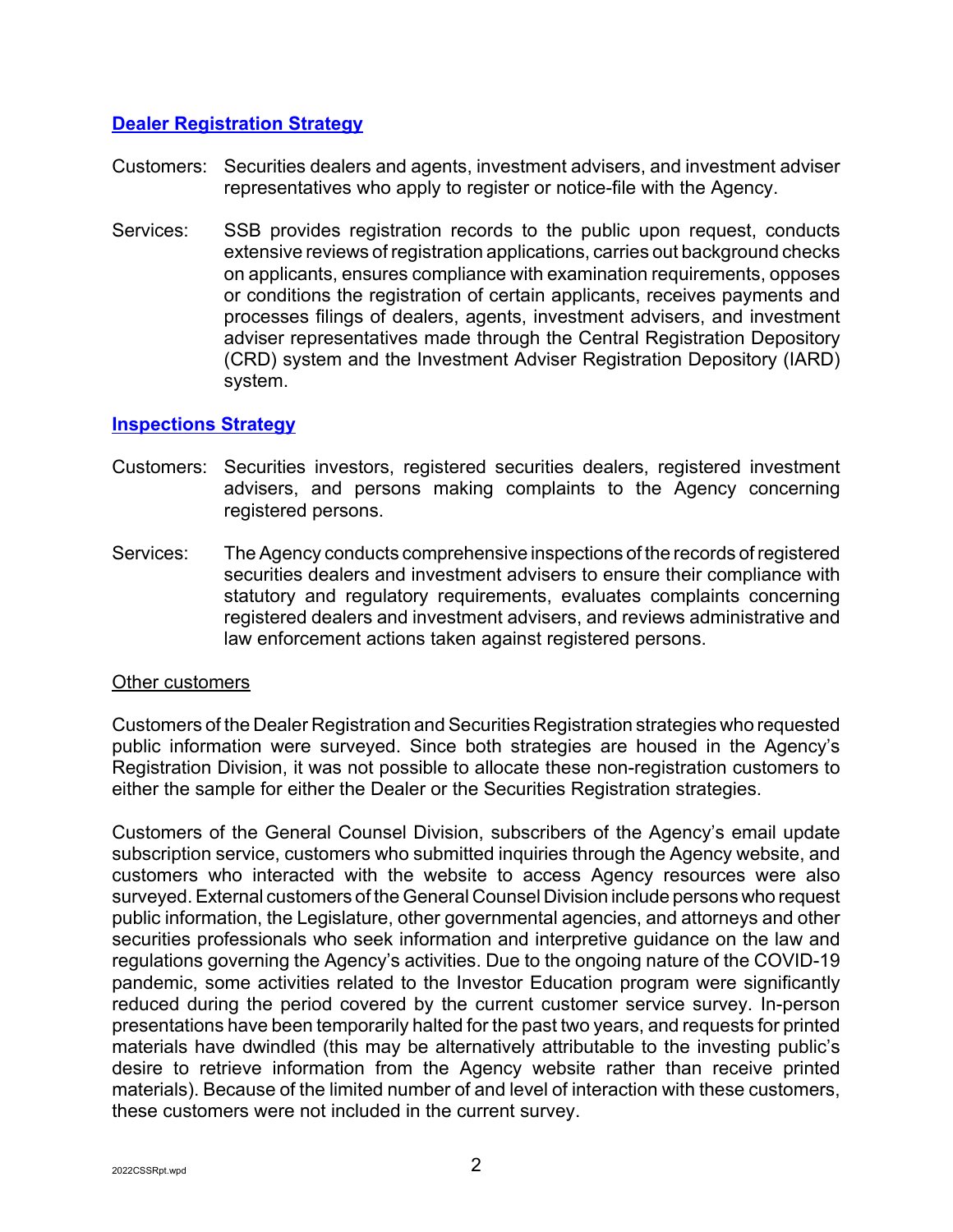### [Dealer Registration Strategy]()

Customers: Securities dealers and agents, investment advisers, and investment adviser representatives who apply to register or notice-file with the Agency.

Services: SSB provides registration records to the public upon request, conducts extensive reviews of registration applications, carries out background checks on applicants, ensures compliance with examination requirements, opposes or conditions the registration of certain applicants, receives payments and processes filings of dealers, agents, investment advisers, and investment adviser representatives made through the Central Registration Depository (CRD) system and the Investment Adviser Registration Depository (IARD) system.

### [Inspections Strategy]()

Customers: Securities investors, registered securities dealers, registered investment advisers, and persons making complaints to the Agency concerning registered persons.

Services: The Agency conducts comprehensive inspections of the records of registered securities dealers and investment advisers to ensure their compliance with statutory and regulatory requirements, evaluates complaints concerning registered dealers and investment advisers, and reviews administrative and law enforcement actions taken against registered persons.

Other customers

Customers of the Dealer Registration and Securities Registration strategies who requested public information were surveyed. Since both strategies are housed in the Agency's Registration Division, it was not possible to allocate these non-registration customers to either the sample for either the Dealer or the Securities Registration strategies.

Customers of the General Counsel Division, subscribers of the Agency's email update subscription service, customers who submitted inquiries through the Agency website, and customers who interacted with the website to access Agency resources were also surveyed. External customers of the General Counsel Division include persons who request public information, the Legislature, other governmental agencies, and attorneys and other securities professionals who seek information and interpretive guidance on the law and regulations governing the Agency's activities. Due to the ongoing nature of the COVID-19 pandemic, some activities related to the Investor Education program were significantly reduced during the period covered by the current customer service survey. In-person presentations have been temporarily halted for the past two years, and requests for printed materials have dwindled (this may be alternatively attributable to the investing public's desire to retrieve information from the Agency website rather than receive printed materials). Because of the limited number of and level of interaction with these customers, these customers were not included in the current survey.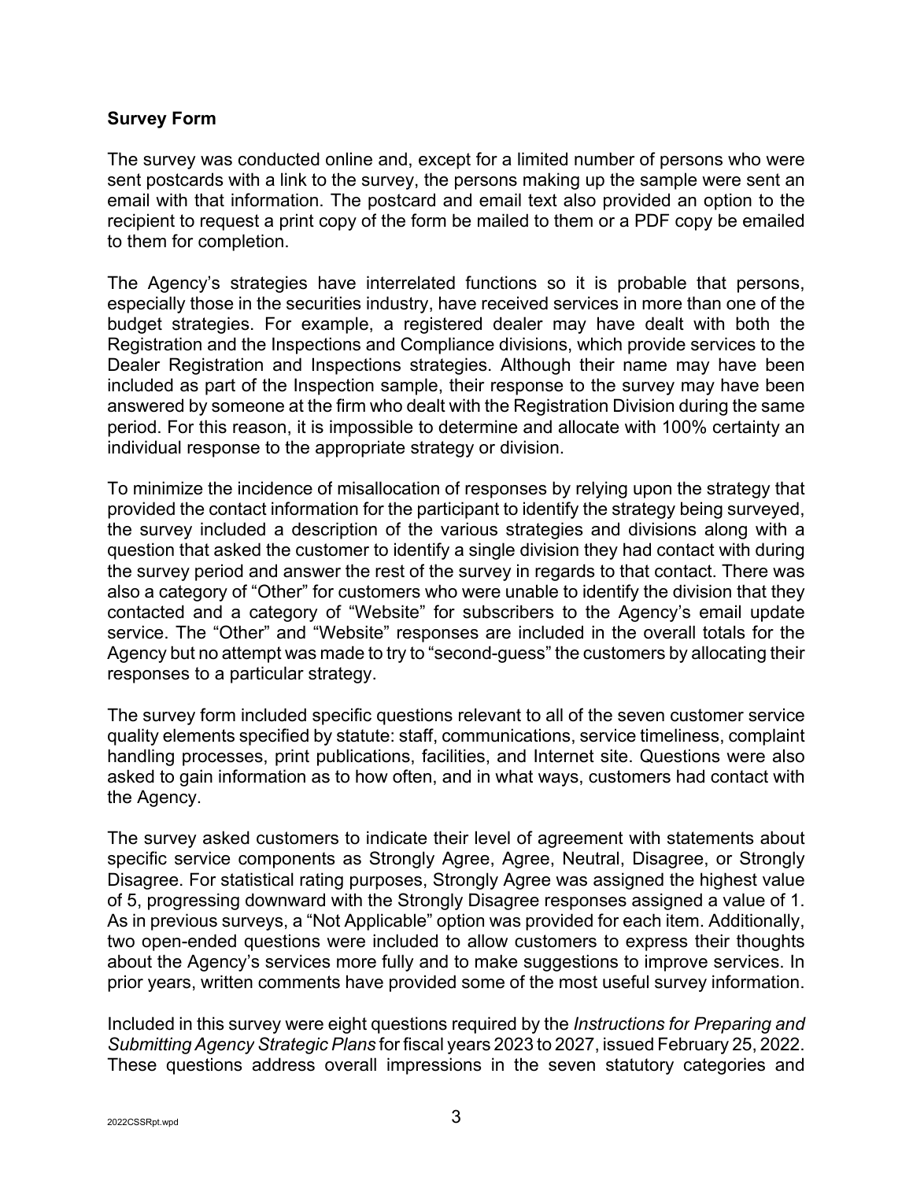### Survey Form

The survey was conducted online and, except for a limited number of persons who were sent postcards with a link to the survey, the persons making up the sample were sent an email with that information. The postcard and email text also provided an option to the recipient to request a print copy of the form be mailed to them or a PDF copy be emailed to them for completion.

The Agency's strategies have interrelated functions so it is probable that persons, especially those in the securities industry, have received services in more than one of the budget strategies. For example, a registered dealer may have dealt with both the Registration and the Inspections and Compliance divisions, which provide services to the Dealer Registration and Inspections strategies. Although their name may have been included as part of the Inspection sample, their response to the survey may have been answered by someone at the firm who dealt with the Registration Division during the same period. For this reason, it is impossible to determine and allocate with 100% certainty an individual response to the appropriate strategy or division.

To minimize the incidence of misallocation of responses by relying upon the strategy that provided the contact information for the participant to identify the strategy being surveyed, the survey included a description of the various strategies and divisions along with a question that asked the customer to identify a single division they had contact with during the survey period and answer the rest of the survey in regards to that contact. There was also a category of "Other" for customers who were unable to identify the division that they contacted and a category of "Website" for subscribers to the Agency's email update service. The "Other" and "Website" responses are included in the overall totals for the Agency but no attempt was made to try to "second-guess" the customers by allocating their responses to a particular strategy.

The survey form included specific questions relevant to all of the seven customer service quality elements specified by statute: staff, communications, service timeliness, complaint handling processes, print publications, facilities, and Internet site. Questions were also asked to gain information as to how often, and in what ways, customers had contact with the Agency.

The survey asked customers to indicate their level of agreement with statements about specific service components as Strongly Agree, Agree, Neutral, Disagree, or Strongly Disagree. For statistical rating purposes, Strongly Agree was assigned the highest value of 5, progressing downward with the Strongly Disagree responses assigned a value of 1. As in previous surveys, a "Not Applicable" option was provided for each item. Additionally, two open-ended questions were included to allow customers to express their thoughts about the Agency's services more fully and to make suggestions to improve services. In prior years, written comments have provided some of the most useful survey information.

Included in this survey were eight questions required by the *Instructions for Preparing and Submitting Agency Strategic Plans* for fiscal years 2023 to 2027, issued February 25, 2022. These questions address overall impressions in the seven statutory categories and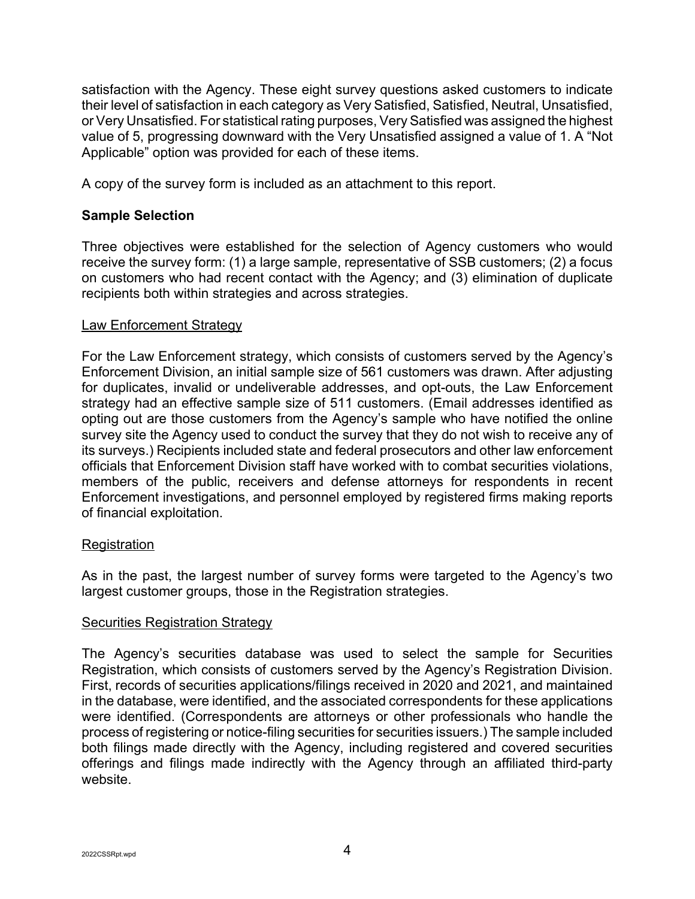satisfaction with the Agency. These eight survey questions asked customers to indicate their level of satisfaction in each category as Very Satisfied, Satisfied, Neutral, Unsatisfied, or Very Unsatisfied. For statistical rating purposes, Very Satisfied was assigned the highest value of 5, progressing downward with the Very Unsatisfied assigned a value of 1. A "Not Applicable" option was provided for each of these items.

A copy of the survey form is included as an attachment to this report.

## Sample Selection

Three objectives were established for the selection of Agency customers who would receive the survey form: (1) a large sample, representative of SSB customers; (2) a focus on customers who had recent contact with the Agency; and (3) elimination of duplicate recipients both within strategies and across strategies.

### Law Enforcement Strategy

For the Law Enforcement strategy, which consists of customers served by the Agency's Enforcement Division, an initial sample size of 561 customers was drawn. After adjusting for duplicates, invalid or undeliverable addresses, and opt-outs, the Law Enforcement strategy had an effective sample size of 511 customers. (Email addresses identified as opting out are those customers from the Agency's sample who have notified the online survey site the Agency used to conduct the survey that they do not wish to receive any of its surveys.) Recipients included state and federal prosecutors and other law enforcement officials that Enforcement Division staff have worked with to combat securities violations, members of the public, receivers and defense attorneys for respondents in recent Enforcement investigations, and personnel employed by registered firms making reports of financial exploitation.

### Registration

As in the past, the largest number of survey forms were targeted to the Agency's two largest customer groups, those in the Registration strategies.

### Securities Registration Strategy

The Agency's securities database was used to select the sample for Securities Registration, which consists of customers served by the Agency's Registration Division. First, records of securities applications/filings received in 2020 and 2021, and maintained in the database, were identified, and the associated correspondents for these applications were identified. (Correspondents are attorneys or other professionals who handle the process of registering or notice-filing securities for securities issuers.) The sample included both filings made directly with the Agency, including registered and covered securities offerings and filings made indirectly with the Agency through an affiliated third-party website.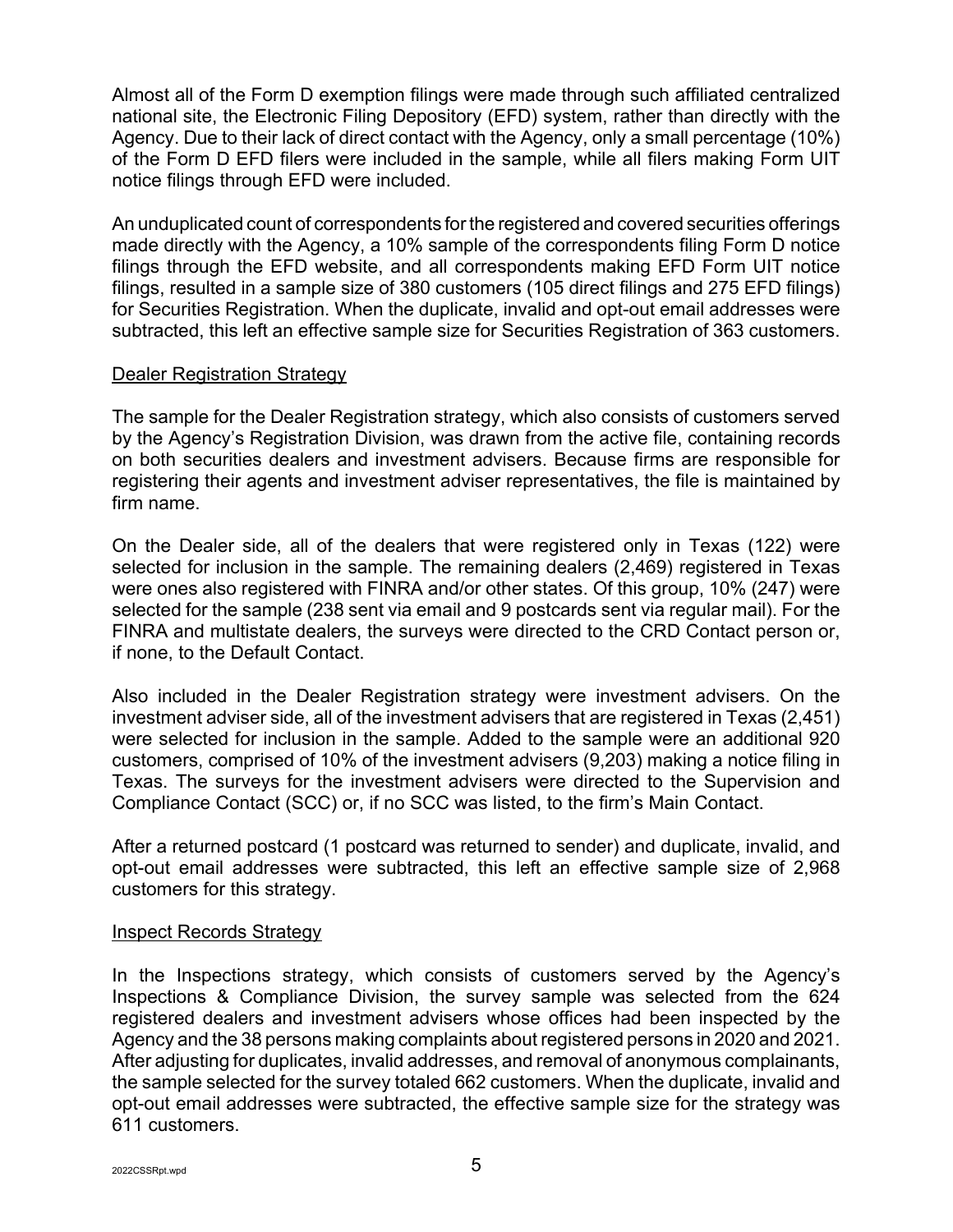Almost all of the Form D exemption filings were made through such affiliated centralized national site, the Electronic Filing Depository (EFD) system, rather than directly with the Agency. Due to their lack of direct contact with the Agency, only a small percentage (10%) of the Form D EFD filers were included in the sample, while all filers making Form UIT notice filings through EFD were included.

An unduplicated count of correspondents for the registered and covered securities offerings made directly with the Agency, a 10% sample of the correspondents filing Form D notice filings through the EFD website, and all correspondents making EFD Form UIT notice filings, resulted in a sample size of 380 customers (105 direct filings and 275 EFD filings) for Securities Registration. When the duplicate, invalid and opt-out email addresses were subtracted, this left an effective sample size for Securities Registration of 363 customers.

### Dealer Registration Strategy

The sample for the Dealer Registration strategy, which also consists of customers served by the Agency's Registration Division, was drawn from the active file, containing records on both securities dealers and investment advisers. Because firms are responsible for registering their agents and investment adviser representatives, the file is maintained by firm name.

On the Dealer side, all of the dealers that were registered only in Texas (122) were selected for inclusion in the sample. The remaining dealers (2,469) registered in Texas were ones also registered with FINRA and/or other states. Of this group, 10% (247) were selected for the sample (238 sent via email and 9 postcards sent via regular mail). For the FINRA and multistate dealers, the surveys were directed to the CRD Contact person or, if none, to the Default Contact.

Also included in the Dealer Registration strategy were investment advisers. On the investment adviser side, all of the investment advisers that are registered in Texas (2,451) were selected for inclusion in the sample. Added to the sample were an additional 920 customers, comprised of 10% of the investment advisers (9,203) making a notice filing in Texas. The surveys for the investment advisers were directed to the Supervision and Compliance Contact (SCC) or, if no SCC was listed, to the firm's Main Contact.

After a returned postcard (1 postcard was returned to sender) and duplicate, invalid, and opt-out email addresses were subtracted, this left an effective sample size of 2,968 customers for this strategy.

### Inspect Records Strategy

In the Inspections strategy, which consists of customers served by the Agency's Inspections & Compliance Division, the survey sample was selected from the 624 registered dealers and investment advisers whose offices had been inspected by the Agency and the 38 persons making complaints about registered persons in 2020 and 2021. After adjusting for duplicates, invalid addresses, and removal of anonymous complainants, the sample selected for the survey totaled 662 customers. When the duplicate, invalid and opt-out email addresses were subtracted, the effective sample size for the strategy was 611 customers.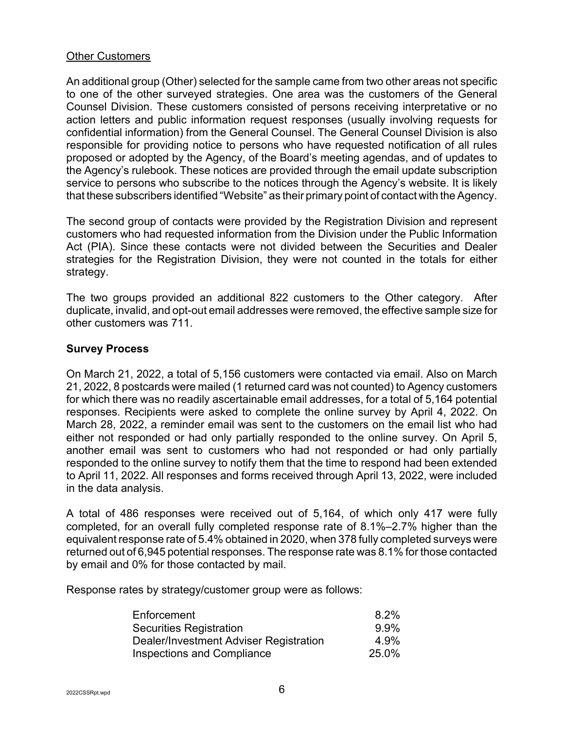Other Customers

An additional group (Other) selected for the sample came from two other areas not specific to one of the other surveyed strategies. One area was the customers of the General Counsel Division. These customers consisted of persons receiving interpretative or no action letters and public information request responses (usually involving requests for confidential information) from the General Counsel. The General Counsel Division is also responsible for providing notice to persons who have requested notification of all rules proposed or adopted by the Agency, of the Board's meeting agendas, and of updates to the Agency's rulebook. These notices are provided through the email update subscription service to persons who subscribe to the notices through the Agency's website. It is likely that these subscribers identified "Website" as their primary point of contact with the Agency.

The second group of contacts were provided by the Registration Division and represent customers who had requested information from the Division under the Public Information Act (PIA). Since these contacts were not divided between the Securities and Dealer strategies for the Registration Division, they were not counted in the totals for either strategy.

The two groups provided an additional 822 customers to the Other category. After duplicate, invalid, and opt-out email addresses were removed, the effective sample size for other customers was 711.

**Survey Process**

On March 21, 2022, a total of 5,156 customers were contacted via email. Also on March 21, 2022, 8 postcards were mailed (1 returned card was not counted) to Agency customers for which there was no readily ascertainable email addresses, for a total of 5,164 potential responses. Recipients were asked to complete the online survey by April 4, 2022. On March 28, 2022, a reminder email was sent to the customers on the email list who had either not responded or had only partially responded to the online survey. On April 5, another email was sent to customers who had not responded or had only partially responded to the online survey to notify them that the time to respond had been extended to April 11, 2022. All responses and forms received through April 13, 2022, were included in the data analysis.

A total of 486 responses were received out of 5,164, of which only 417 were fully completed, for an overall fully completed response rate of 8.1%–2.7% higher than the equivalent response rate of 5.4% obtained in 2020, when 378 fully completed surveys were returned out of 6,945 potential responses. The response rate was 8.1% for those contacted by email and 0% for those contacted by mail.

Response rates by strategy/customer group were as follows:

| | |
|---|---|
| Enforcement | 8.2% |
| Securities Registration | 9.9% |
| Dealer/Investment Adviser Registration | 4.9% |
| Inspections and Compliance | 25.0% |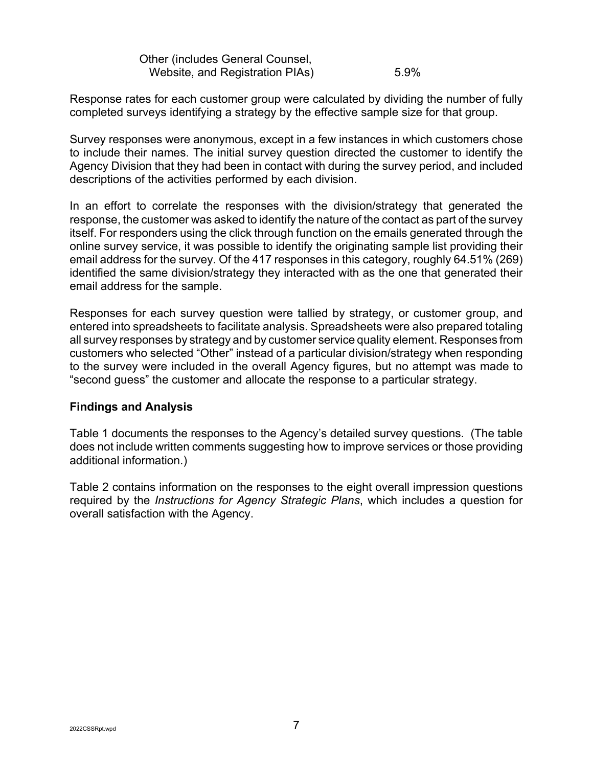| | |
|---|---|
| Other (includes General Counsel, Website, and Registration PIAs) | 5.9% |

Response rates for each customer group were calculated by dividing the number of fully completed surveys identifying a strategy by the effective sample size for that group.

Survey responses were anonymous, except in a few instances in which customers chose to include their names. The initial survey question directed the customer to identify the Agency Division that they had been in contact with during the survey period, and included descriptions of the activities performed by each division.

In an effort to correlate the responses with the division/strategy that generated the response, the customer was asked to identify the nature of the contact as part of the survey itself. For responders using the click through function on the emails generated through the online survey service, it was possible to identify the originating sample list providing their email address for the survey. Of the 417 responses in this category, roughly 64.51% (269) identified the same division/strategy they interacted with as the one that generated their email address for the sample.

Responses for each survey question were tallied by strategy, or customer group, and entered into spreadsheets to facilitate analysis. Spreadsheets were also prepared totaling all survey responses by strategy and by customer service quality element. Responses from customers who selected "Other" instead of a particular division/strategy when responding to the survey were included in the overall Agency figures, but no attempt was made to "second guess" the customer and allocate the response to a particular strategy.

## Findings and Analysis

Table 1 documents the responses to the Agency's detailed survey questions. (The table does not include written comments suggesting how to improve services or those providing additional information.)

Table 2 contains information on the responses to the eight overall impression questions required by the *Instructions for Agency Strategic Plans*, which includes a question for overall satisfaction with the Agency.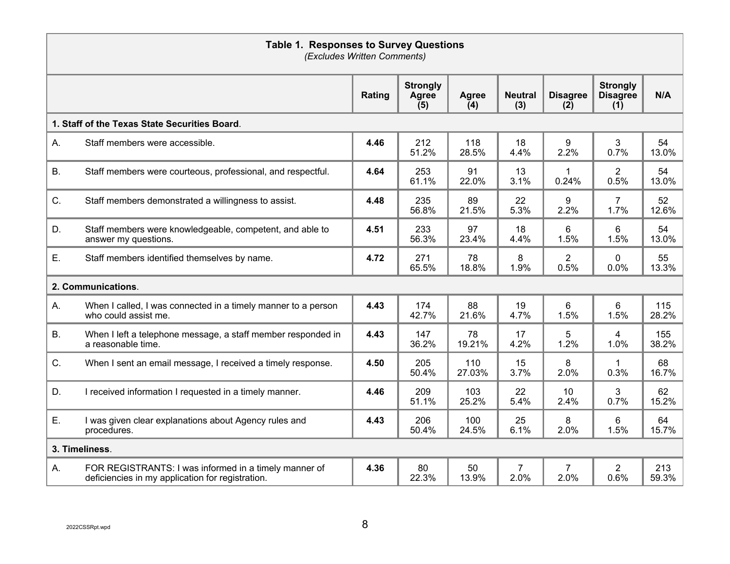**Table 1. Responses to Survey Questions**
*(Excludes Written Comments)*

| | | Rating | Strongly Agree (5) | Agree (4) | Neutral (3) | Disagree (2) | Strongly Disagree (1) | N/A |
|---|---|---|---|---|---|---|---|---|
| **1. Staff of the Texas State Securities Board**. | | | | | | | | |
| A. | Staff members were accessible. | **4.46** | 212 51.2% | 118 28.5% | 18 4.4% | 9 2.2% | 3 0.7% | 54 13.0% |
| B. | Staff members were courteous, professional, and respectful. | **4.64** | 253 61.1% | 91 22.0% | 13 3.1% | 1 0.24% | 2 0.5% | 54 13.0% |
| C. | Staff members demonstrated a willingness to assist. | **4.48** | 235 56.8% | 89 21.5% | 22 5.3% | 9 2.2% | 7 1.7% | 52 12.6% |
| D. | Staff members were knowledgeable, competent, and able to answer my questions. | **4.51** | 233 56.3% | 97 23.4% | 18 4.4% | 6 1.5% | 6 1.5% | 54 13.0% |
| E. | Staff members identified themselves by name. | **4.72** | 271 65.5% | 78 18.8% | 8 1.9% | 2 0.5% | 0 0.0% | 55 13.3% |
| **2. Communications**. | | | | | | | | |
| A. | When I called, I was connected in a timely manner to a person who could assist me. | **4.43** | 174 42.7% | 88 21.6% | 19 4.7% | 6 1.5% | 6 1.5% | 115 28.2% |
| B. | When I left a telephone message, a staff member responded in a reasonable time. | **4.43** | 147 36.2% | 78 19.21% | 17 4.2% | 5 1.2% | 4 1.0% | 155 38.2% |
| C. | When I sent an email message, I received a timely response. | **4.50** | 205 50.4% | 110 27.03% | 15 3.7% | 8 2.0% | 1 0.3% | 68 16.7% |
| D. | I received information I requested in a timely manner. | **4.46** | 209 51.1% | 103 25.2% | 22 5.4% | 10 2.4% | 3 0.7% | 62 15.2% |
| E. | I was given clear explanations about Agency rules and procedures. | **4.43** | 206 50.4% | 100 24.5% | 25 6.1% | 8 2.0% | 6 1.5% | 64 15.7% |
| **3. Timeliness**. | | | | | | | | |
| A. | FOR REGISTRANTS: I was informed in a timely manner of deficiencies in my application for registration. | **4.36** | 80 22.3% | 50 13.9% | 7 2.0% | 7 2.0% | 2 0.6% | 213 59.3% |

2022CSSRpt.wpd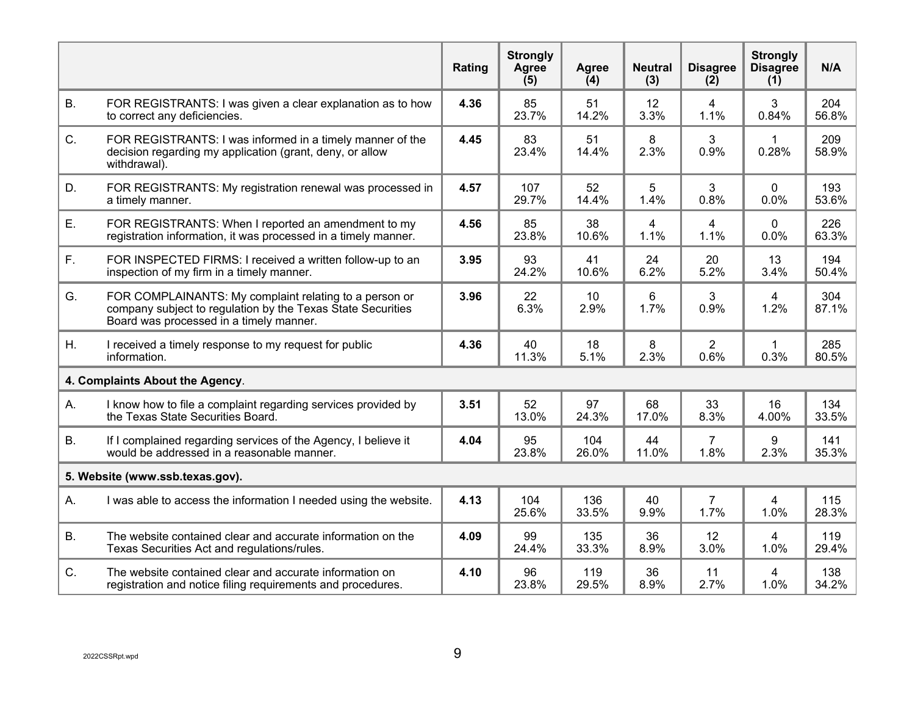| | | Rating | Strongly Agree (5) | Agree (4) | Neutral (3) | Disagree (2) | Strongly Disagree (1) | N/A |
|---|---|---|---|---|---|---|---|---|
| B. | FOR REGISTRANTS: I was given a clear explanation as to how to correct any deficiencies. | **4.36** | 85<br>23.7% | 51<br>14.2% | 12<br>3.3% | 4<br>1.1% | 3<br>0.84% | 204<br>56.8% |
| C. | FOR REGISTRANTS: I was informed in a timely manner of the decision regarding my application (grant, deny, or allow withdrawal). | **4.45** | 83<br>23.4% | 51<br>14.4% | 8<br>2.3% | 3<br>0.9% | 1<br>0.28% | 209<br>58.9% |
| D. | FOR REGISTRANTS: My registration renewal was processed in a timely manner. | **4.57** | 107<br>29.7% | 52<br>14.4% | 5<br>1.4% | 3<br>0.8% | 0<br>0.0% | 193<br>53.6% |
| E. | FOR REGISTRANTS: When I reported an amendment to my registration information, it was processed in a timely manner. | **4.56** | 85<br>23.8% | 38<br>10.6% | 4<br>1.1% | 4<br>1.1% | 0<br>0.0% | 226<br>63.3% |
| F. | FOR INSPECTED FIRMS: I received a written follow-up to an inspection of my firm in a timely manner. | **3.95** | 93<br>24.2% | 41<br>10.6% | 24<br>6.2% | 20<br>5.2% | 13<br>3.4% | 194<br>50.4% |
| G. | FOR COMPLAINANTS: My complaint relating to a person or company subject to regulation by the Texas State Securities Board was processed in a timely manner. | **3.96** | 22<br>6.3% | 10<br>2.9% | 6<br>1.7% | 3<br>0.9% | 4<br>1.2% | 304<br>87.1% |
| H. | I received a timely response to my request for public information. | **4.36** | 40<br>11.3% | 18<br>5.1% | 8<br>2.3% | 2<br>0.6% | 1<br>0.3% | 285<br>80.5% |
| **4. Complaints About the Agency**. | | | | | | | | |
| A. | I know how to file a complaint regarding services provided by the Texas State Securities Board. | **3.51** | 52<br>13.0% | 97<br>24.3% | 68<br>17.0% | 33<br>8.3% | 16<br>4.00% | 134<br>33.5% |
| B. | If I complained regarding services of the Agency, I believe it would be addressed in a reasonable manner. | **4.04** | 95<br>23.8% | 104<br>26.0% | 44<br>11.0% | 7<br>1.8% | 9<br>2.3% | 141<br>35.3% |
| **5. Website (www.ssb.texas.gov).** | | | | | | | | |
| A. | I was able to access the information I needed using the website. | **4.13** | 104<br>25.6% | 136<br>33.5% | 40<br>9.9% | 7<br>1.7% | 4<br>1.0% | 115<br>28.3% |
| B. | The website contained clear and accurate information on the Texas Securities Act and regulations/rules. | **4.09** | 99<br>24.4% | 135<br>33.3% | 36<br>8.9% | 12<br>3.0% | 4<br>1.0% | 119<br>29.4% |
| C. | The website contained clear and accurate information on registration and notice filing requirements and procedures. | **4.10** | 96<br>23.8% | 119<br>29.5% | 36<br>8.9% | 11<br>2.7% | 4<br>1.0% | 138<br>34.2% |

2022CSSRpt.wpd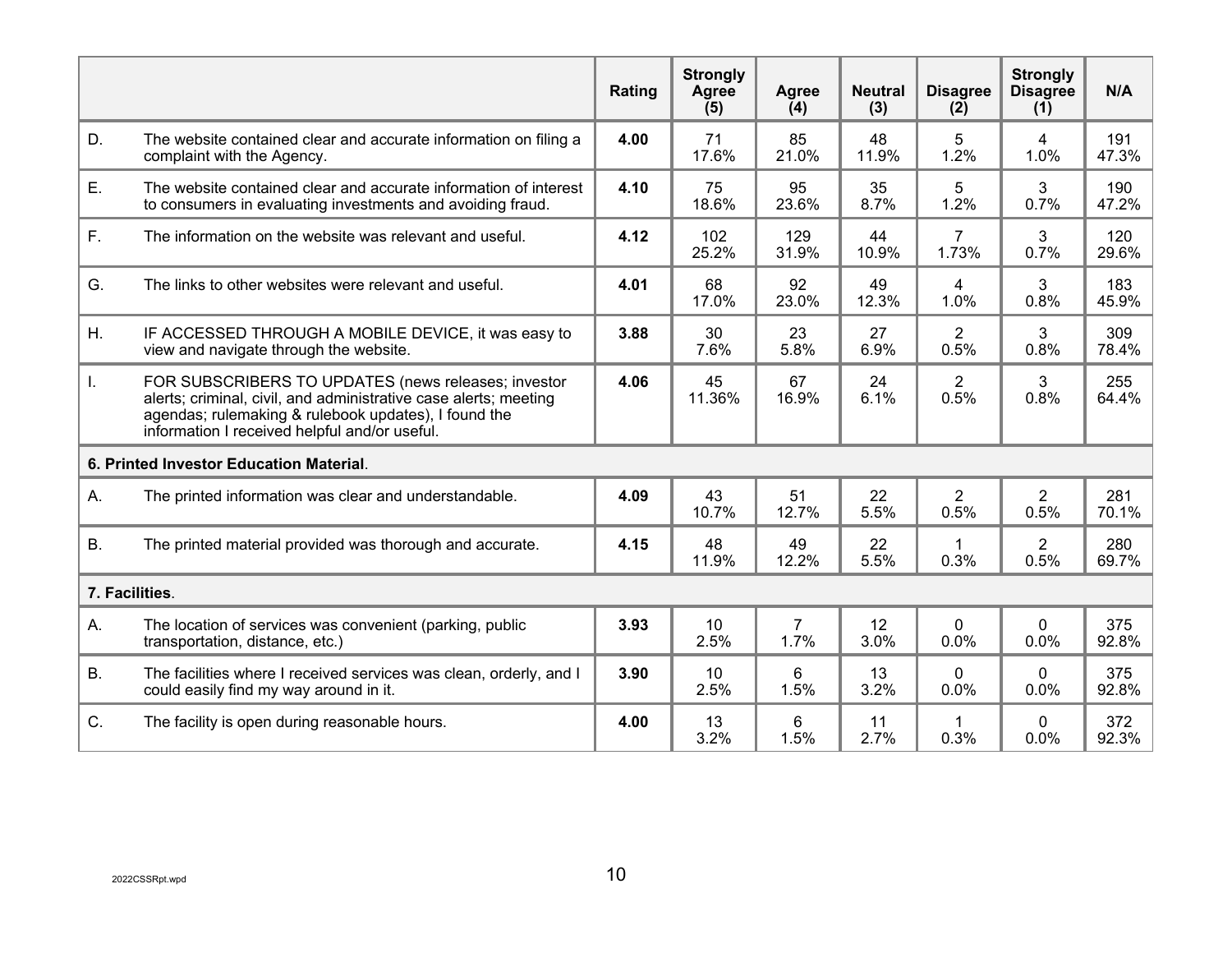| | | Rating | Strongly Agree (5) | Agree (4) | Neutral (3) | Disagree (2) | Strongly Disagree (1) | N/A |
|---|---|---|---|---|---|---|---|---|
| D. | The website contained clear and accurate information on filing a complaint with the Agency. | **4.00** | 71 17.6% | 85 21.0% | 48 11.9% | 5 1.2% | 4 1.0% | 191 47.3% |
| E. | The website contained clear and accurate information of interest to consumers in evaluating investments and avoiding fraud. | **4.10** | 75 18.6% | 95 23.6% | 35 8.7% | 5 1.2% | 3 0.7% | 190 47.2% |
| F. | The information on the website was relevant and useful. | **4.12** | 102 25.2% | 129 31.9% | 44 10.9% | 7 1.73% | 3 0.7% | 120 29.6% |
| G. | The links to other websites were relevant and useful. | **4.01** | 68 17.0% | 92 23.0% | 49 12.3% | 4 1.0% | 3 0.8% | 183 45.9% |
| H. | IF ACCESSED THROUGH A MOBILE DEVICE, it was easy to view and navigate through the website. | **3.88** | 30 7.6% | 23 5.8% | 27 6.9% | 2 0.5% | 3 0.8% | 309 78.4% |
| I. | FOR SUBSCRIBERS TO UPDATES (news releases; investor alerts; criminal, civil, and administrative case alerts; meeting agendas; rulemaking & rulebook updates), I found the information I received helpful and/or useful. | **4.06** | 45 11.36% | 67 16.9% | 24 6.1% | 2 0.5% | 3 0.8% | 255 64.4% |
| **6. Printed Investor Education Material**. | | | | | | | | |
| A. | The printed information was clear and understandable. | **4.09** | 43 10.7% | 51 12.7% | 22 5.5% | 2 0.5% | 2 0.5% | 281 70.1% |
| B. | The printed material provided was thorough and accurate. | **4.15** | 48 11.9% | 49 12.2% | 22 5.5% | 1 0.3% | 2 0.5% | 280 69.7% |
| **7. Facilities**. | | | | | | | | |
| A. | The location of services was convenient (parking, public transportation, distance, etc.) | **3.93** | 10 2.5% | 7 1.7% | 12 3.0% | 0 0.0% | 0 0.0% | 375 92.8% |
| B. | The facilities where I received services was clean, orderly, and I could easily find my way around in it. | **3.90** | 10 2.5% | 6 1.5% | 13 3.2% | 0 0.0% | 0 0.0% | 375 92.8% |
| C. | The facility is open during reasonable hours. | **4.00** | 13 3.2% | 6 1.5% | 11 2.7% | 1 0.3% | 0 0.0% | 372 92.3% |

2022CSSRpt.wpd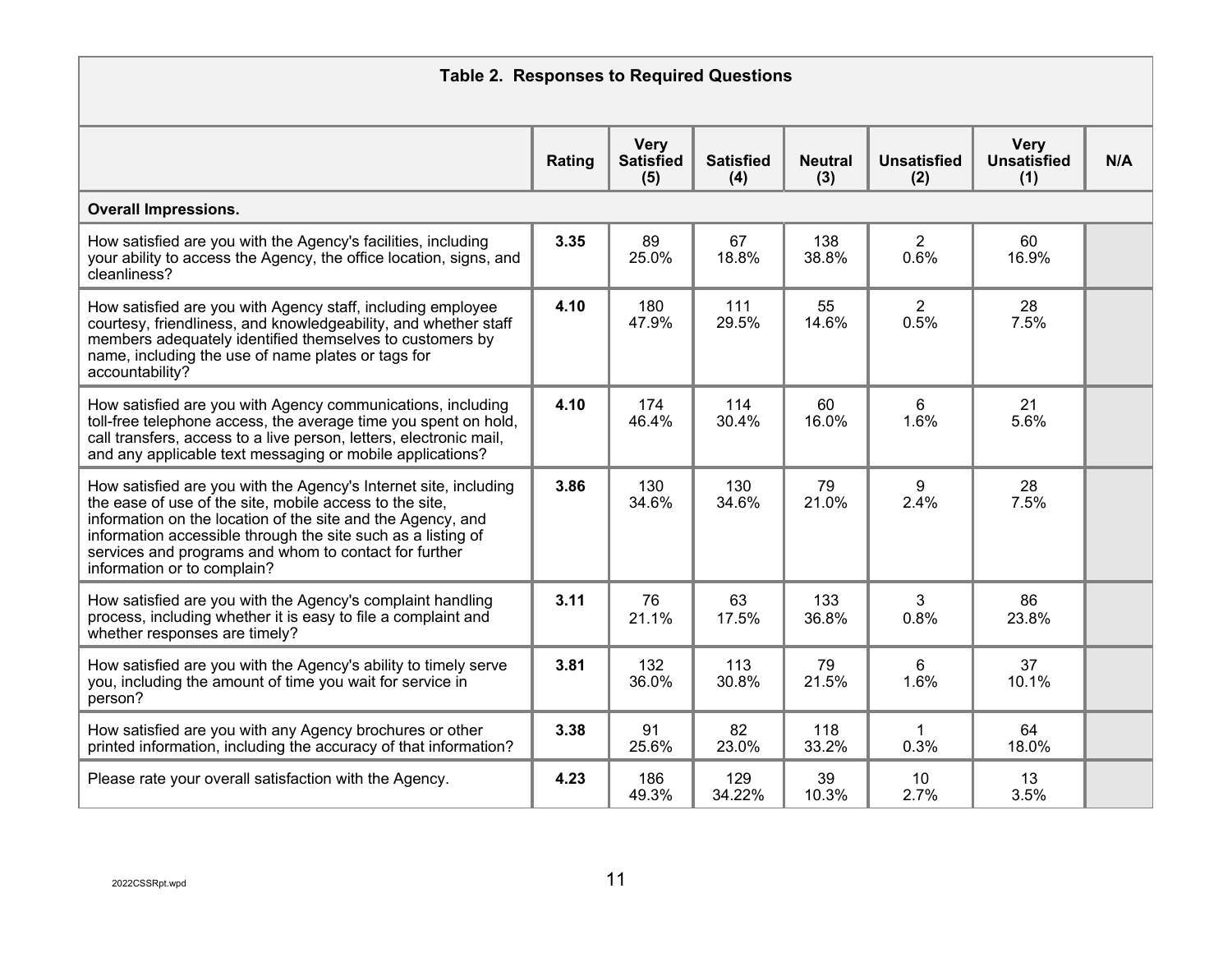| Table 2. Responses to Required Questions | | | | | | | |
|---|---|---|---|---|---|---|---|
| | Rating | Very Satisfied (5) | Satisfied (4) | Neutral (3) | Unsatisfied (2) | Very Unsatisfied (1) | N/A |
| **Overall Impressions.** | | | | | | | |
| How satisfied are you with the Agency's facilities, including your ability to access the Agency, the office location, signs, and cleanliness? | **3.35** | 89 25.0% | 67 18.8% | 138 38.8% | 2 0.6% | 60 16.9% | |
| How satisfied are you with Agency staff, including employee courtesy, friendliness, and knowledgeability, and whether staff members adequately identified themselves to customers by name, including the use of name plates or tags for accountability? | **4.10** | 180 47.9% | 111 29.5% | 55 14.6% | 2 0.5% | 28 7.5% | |
| How satisfied are you with Agency communications, including toll-free telephone access, the average time you spent on hold, call transfers, access to a live person, letters, electronic mail, and any applicable text messaging or mobile applications? | **4.10** | 174 46.4% | 114 30.4% | 60 16.0% | 6 1.6% | 21 5.6% | |
| How satisfied are you with the Agency's Internet site, including the ease of use of the site, mobile access to the site, information on the location of the site and the Agency, and information accessible through the site such as a listing of services and programs and whom to contact for further information or to complain? | **3.86** | 130 34.6% | 130 34.6% | 79 21.0% | 9 2.4% | 28 7.5% | |
| How satisfied are you with the Agency's complaint handling process, including whether it is easy to file a complaint and whether responses are timely? | **3.11** | 76 21.1% | 63 17.5% | 133 36.8% | 3 0.8% | 86 23.8% | |
| How satisfied are you with the Agency's ability to timely serve you, including the amount of time you wait for service in person? | **3.81** | 132 36.0% | 113 30.8% | 79 21.5% | 6 1.6% | 37 10.1% | |
| How satisfied are you with any Agency brochures or other printed information, including the accuracy of that information? | **3.38** | 91 25.6% | 82 23.0% | 118 33.2% | 1 0.3% | 64 18.0% | |
| Please rate your overall satisfaction with the Agency. | **4.23** | 186 49.3% | 129 34.22% | 39 10.3% | 10 2.7% | 13 3.5% | |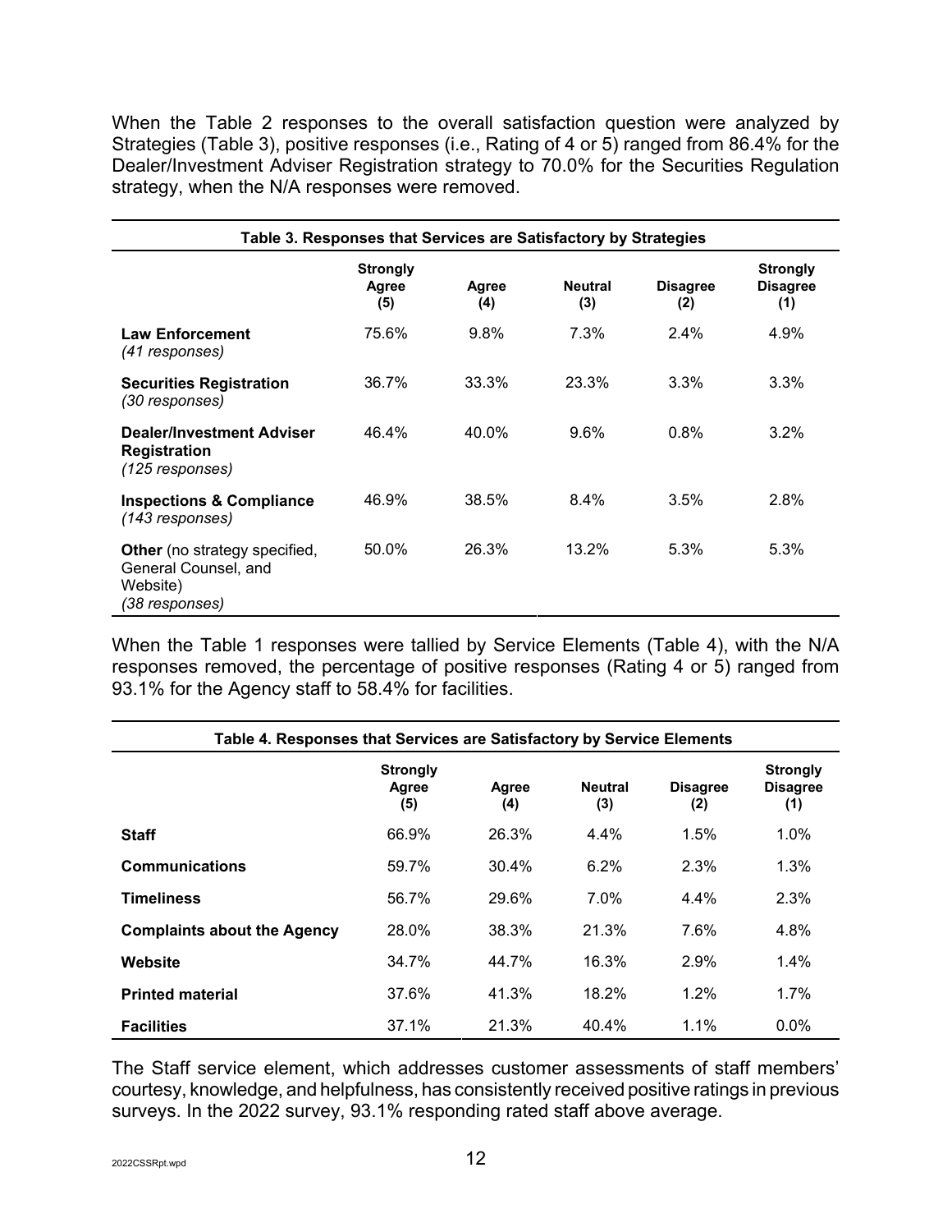When the Table 2 responses to the overall satisfaction question were analyzed by Strategies (Table 3), positive responses (i.e., Rating of 4 or 5) ranged from 86.4% for the Dealer/Investment Adviser Registration strategy to 70.0% for the Securities Regulation strategy, when the N/A responses were removed.

**Table 3. Responses that Services are Satisfactory by Strategies**

| | Strongly Agree (5) | Agree (4) | Neutral (3) | Disagree (2) | Strongly Disagree (1) |
|---|---|---|---|---|---|
| **Law Enforcement** *(41 responses)* | 75.6% | 9.8% | 7.3% | 2.4% | 4.9% |
| **Securities Registration** *(30 responses)* | 36.7% | 33.3% | 23.3% | 3.3% | 3.3% |
| **Dealer/Investment Adviser Registration** *(125 responses)* | 46.4% | 40.0% | 9.6% | 0.8% | 3.2% |
| **Inspections & Compliance** *(143 responses)* | 46.9% | 38.5% | 8.4% | 3.5% | 2.8% |
| **Other** (no strategy specified, General Counsel, and Website) *(38 responses)* | 50.0% | 26.3% | 13.2% | 5.3% | 5.3% |

When the Table 1 responses were tallied by Service Elements (Table 4), with the N/A responses removed, the percentage of positive responses (Rating 4 or 5) ranged from 93.1% for the Agency staff to 58.4% for facilities.

**Table 4. Responses that Services are Satisfactory by Service Elements**

| | Strongly Agree (5) | Agree (4) | Neutral (3) | Disagree (2) | Strongly Disagree (1) |
|---|---|---|---|---|---|
| **Staff** | 66.9% | 26.3% | 4.4% | 1.5% | 1.0% |
| **Communications** | 59.7% | 30.4% | 6.2% | 2.3% | 1.3% |
| **Timeliness** | 56.7% | 29.6% | 7.0% | 4.4% | 2.3% |
| **Complaints about the Agency** | 28.0% | 38.3% | 21.3% | 7.6% | 4.8% |
| **Website** | 34.7% | 44.7% | 16.3% | 2.9% | 1.4% |
| **Printed material** | 37.6% | 41.3% | 18.2% | 1.2% | 1.7% |
| **Facilities** | 37.1% | 21.3% | 40.4% | 1.1% | 0.0% |

The Staff service element, which addresses customer assessments of staff members' courtesy, knowledge, and helpfulness, has consistently received positive ratings in previous surveys. In the 2022 survey, 93.1% responding rated staff above average.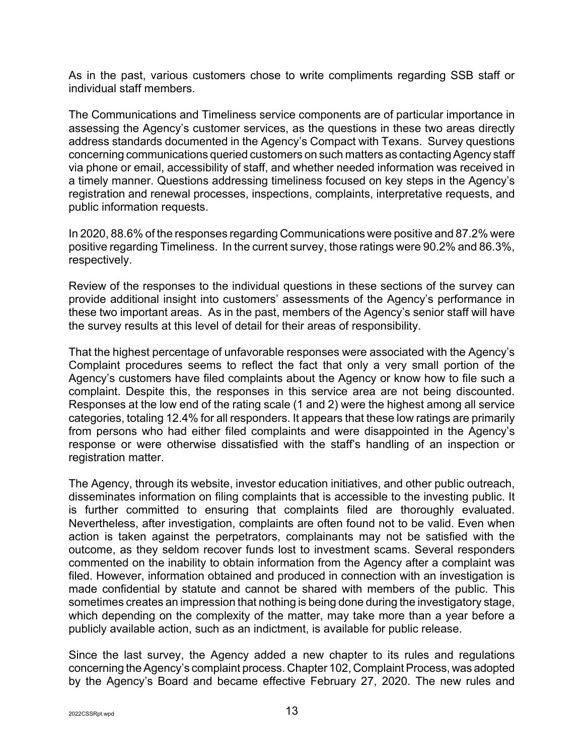As in the past, various customers chose to write compliments regarding SSB staff or individual staff members.

The Communications and Timeliness service components are of particular importance in assessing the Agency's customer services, as the questions in these two areas directly address standards documented in the Agency's Compact with Texans. Survey questions concerning communications queried customers on such matters as contacting Agency staff via phone or email, accessibility of staff, and whether needed information was received in a timely manner. Questions addressing timeliness focused on key steps in the Agency's registration and renewal processes, inspections, complaints, interpretative requests, and public information requests.

In 2020, 88.6% of the responses regarding Communications were positive and 87.2% were positive regarding Timeliness. In the current survey, those ratings were 90.2% and 86.3%, respectively.

Review of the responses to the individual questions in these sections of the survey can provide additional insight into customers' assessments of the Agency's performance in these two important areas. As in the past, members of the Agency's senior staff will have the survey results at this level of detail for their areas of responsibility.

That the highest percentage of unfavorable responses were associated with the Agency's Complaint procedures seems to reflect the fact that only a very small portion of the Agency's customers have filed complaints about the Agency or know how to file such a complaint. Despite this, the responses in this service area are not being discounted. Responses at the low end of the rating scale (1 and 2) were the highest among all service categories, totaling 12.4% for all responders. It appears that these low ratings are primarily from persons who had either filed complaints and were disappointed in the Agency's response or were otherwise dissatisfied with the staff's handling of an inspection or registration matter.

The Agency, through its website, investor education initiatives, and other public outreach, disseminates information on filing complaints that is accessible to the investing public. It is further committed to ensuring that complaints filed are thoroughly evaluated. Nevertheless, after investigation, complaints are often found not to be valid. Even when action is taken against the perpetrators, complainants may not be satisfied with the outcome, as they seldom recover funds lost to investment scams. Several responders commented on the inability to obtain information from the Agency after a complaint was filed. However, information obtained and produced in connection with an investigation is made confidential by statute and cannot be shared with members of the public. This sometimes creates an impression that nothing is being done during the investigatory stage, which depending on the complexity of the matter, may take more than a year before a publicly available action, such as an indictment, is available for public release.

Since the last survey, the Agency added a new chapter to its rules and regulations concerning the Agency's complaint process. Chapter 102, Complaint Process, was adopted by the Agency's Board and became effective February 27, 2020. The new rules and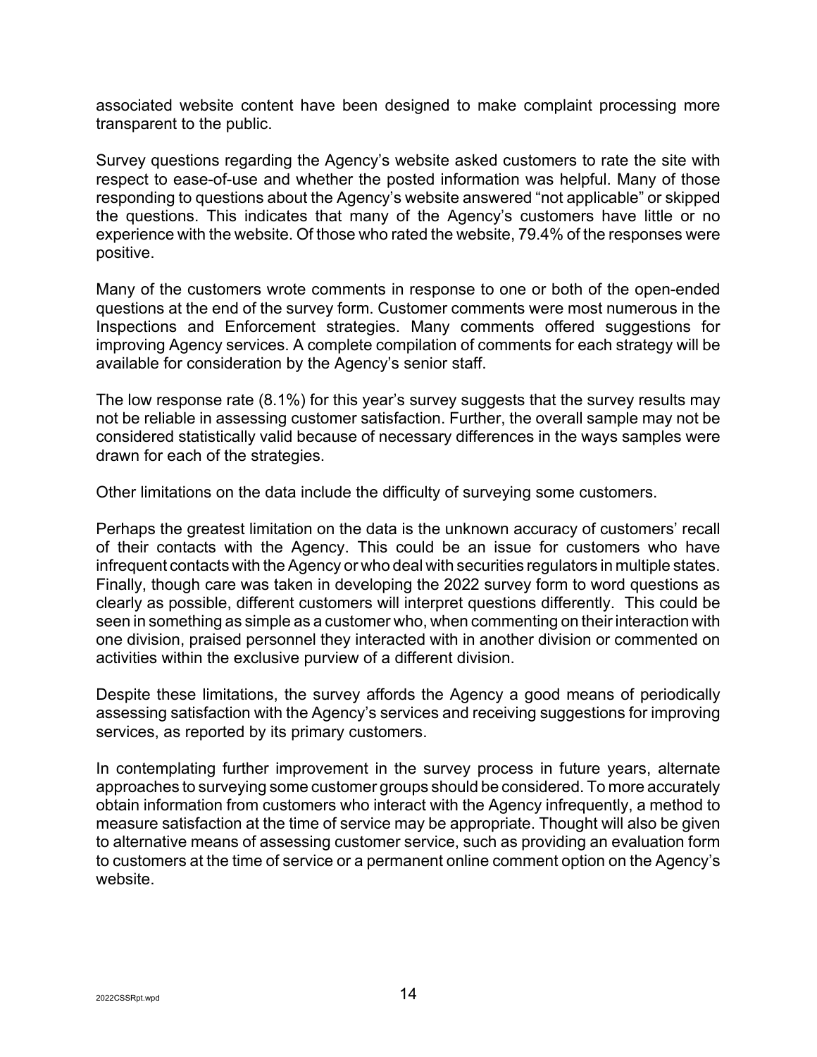associated website content have been designed to make complaint processing more transparent to the public.

Survey questions regarding the Agency's website asked customers to rate the site with respect to ease-of-use and whether the posted information was helpful. Many of those responding to questions about the Agency's website answered "not applicable" or skipped the questions. This indicates that many of the Agency's customers have little or no experience with the website. Of those who rated the website, 79.4% of the responses were positive.

Many of the customers wrote comments in response to one or both of the open-ended questions at the end of the survey form. Customer comments were most numerous in the Inspections and Enforcement strategies. Many comments offered suggestions for improving Agency services. A complete compilation of comments for each strategy will be available for consideration by the Agency's senior staff.

The low response rate (8.1%) for this year's survey suggests that the survey results may not be reliable in assessing customer satisfaction. Further, the overall sample may not be considered statistically valid because of necessary differences in the ways samples were drawn for each of the strategies.

Other limitations on the data include the difficulty of surveying some customers.

Perhaps the greatest limitation on the data is the unknown accuracy of customers' recall of their contacts with the Agency. This could be an issue for customers who have infrequent contacts with the Agency or who deal with securities regulators in multiple states. Finally, though care was taken in developing the 2022 survey form to word questions as clearly as possible, different customers will interpret questions differently. This could be seen in something as simple as a customer who, when commenting on their interaction with one division, praised personnel they interacted with in another division or commented on activities within the exclusive purview of a different division.

Despite these limitations, the survey affords the Agency a good means of periodically assessing satisfaction with the Agency's services and receiving suggestions for improving services, as reported by its primary customers.

In contemplating further improvement in the survey process in future years, alternate approaches to surveying some customer groups should be considered. To more accurately obtain information from customers who interact with the Agency infrequently, a method to measure satisfaction at the time of service may be appropriate. Thought will also be given to alternative means of assessing customer service, such as providing an evaluation form to customers at the time of service or a permanent online comment option on the Agency's website.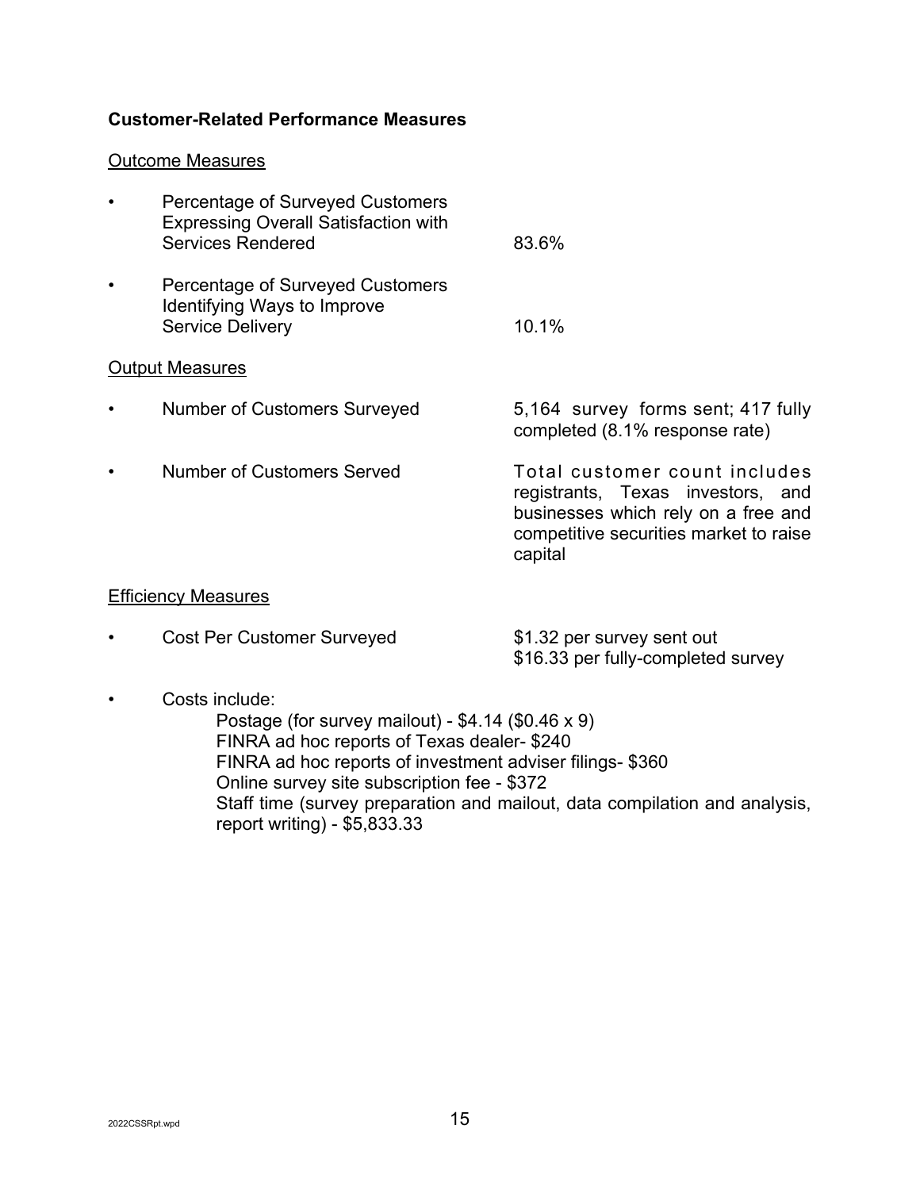**Customer-Related Performance Measures**

Outcome Measures

- Percentage of Surveyed Customers Expressing Overall Satisfaction with Services Rendered — 83.6%
- Percentage of Surveyed Customers Identifying Ways to Improve Service Delivery — 10.1%

Output Measures

- Number of Customers Surveyed — 5,164 survey forms sent; 417 fully completed (8.1% response rate)
- Number of Customers Served — Total customer count includes registrants, Texas investors, and businesses which rely on a free and competitive securities market to raise capital

Efficiency Measures

- Cost Per Customer Surveyed — $1.32 per survey sent out
  $16.33 per fully-completed survey

- Costs include:

  Postage (for survey mailout) - $4.14 ($0.46 x 9)
  FINRA ad hoc reports of Texas dealer- $240
  FINRA ad hoc reports of investment adviser filings- $360
  Online survey site subscription fee - $372
  Staff time (survey preparation and mailout, data compilation and analysis, report writing) - $5,833.33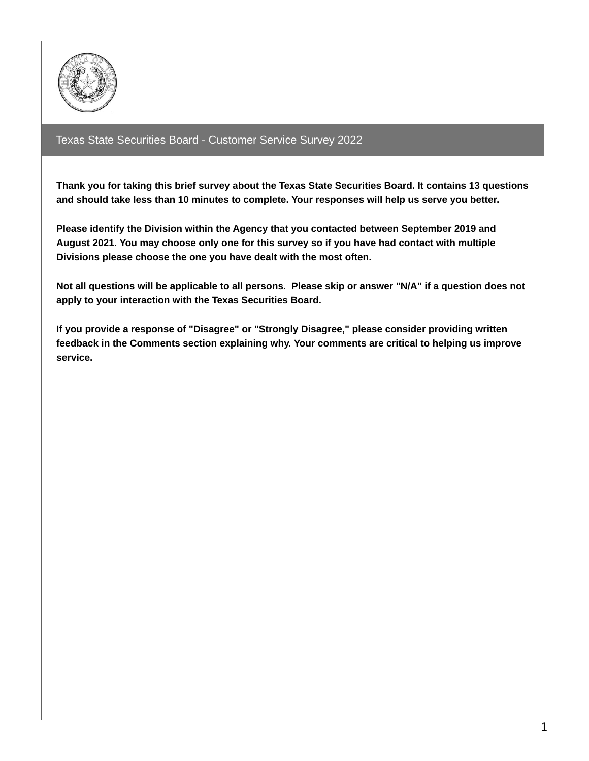## Texas State Securities Board - Customer Service Survey 2022

**Thank you for taking this brief survey about the Texas State Securities Board. It contains 13 questions and should take less than 10 minutes to complete. Your responses will help us serve you better.**

**Please identify the Division within the Agency that you contacted between September 2019 and August 2021. You may choose only one for this survey so if you have had contact with multiple Divisions please choose the one you have dealt with the most often.**

**Not all questions will be applicable to all persons. Please skip or answer "N/A" if a question does not apply to your interaction with the Texas Securities Board.**

**If you provide a response of "Disagree" or "Strongly Disagree," please consider providing written feedback in the Comments section explaining why. Your comments are critical to helping us improve service.**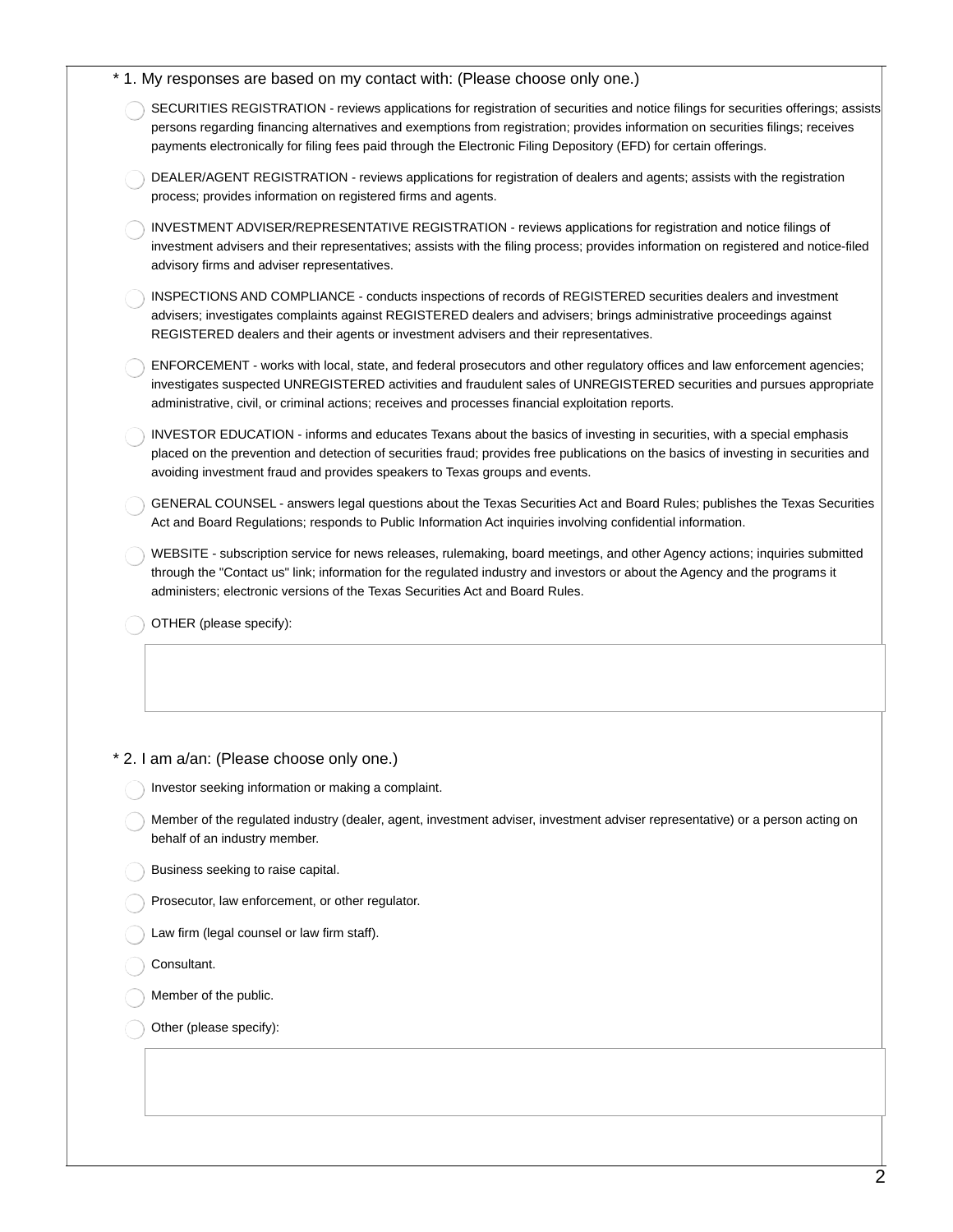\* 1. My responses are based on my contact with: (Please choose only one.)

- SECURITIES REGISTRATION - reviews applications for registration of securities and notice filings for securities offerings; assists persons regarding financing alternatives and exemptions from registration; provides information on securities filings; receives payments electronically for filing fees paid through the Electronic Filing Depository (EFD) for certain offerings.
- DEALER/AGENT REGISTRATION - reviews applications for registration of dealers and agents; assists with the registration process; provides information on registered firms and agents.
- INVESTMENT ADVISER/REPRESENTATIVE REGISTRATION - reviews applications for registration and notice filings of investment advisers and their representatives; assists with the filing process; provides information on registered and notice-filed advisory firms and adviser representatives.
- INSPECTIONS AND COMPLIANCE - conducts inspections of records of REGISTERED securities dealers and investment advisers; investigates complaints against REGISTERED dealers and advisers; brings administrative proceedings against REGISTERED dealers and their agents or investment advisers and their representatives.
- ENFORCEMENT - works with local, state, and federal prosecutors and other regulatory offices and law enforcement agencies; investigates suspected UNREGISTERED activities and fraudulent sales of UNREGISTERED securities and pursues appropriate administrative, civil, or criminal actions; receives and processes financial exploitation reports.
- INVESTOR EDUCATION - informs and educates Texans about the basics of investing in securities, with a special emphasis placed on the prevention and detection of securities fraud; provides free publications on the basics of investing in securities and avoiding investment fraud and provides speakers to Texas groups and events.
- GENERAL COUNSEL - answers legal questions about the Texas Securities Act and Board Rules; publishes the Texas Securities Act and Board Regulations; responds to Public Information Act inquiries involving confidential information.
- WEBSITE - subscription service for news releases, rulemaking, board meetings, and other Agency actions; inquiries submitted through the "Contact us" link; information for the regulated industry and investors or about the Agency and the programs it administers; electronic versions of the Texas Securities Act and Board Rules.
- OTHER (please specify):

\* 2. I am a/an: (Please choose only one.)

- Investor seeking information or making a complaint.
- Member of the regulated industry (dealer, agent, investment adviser, investment adviser representative) or a person acting on behalf of an industry member.
- Business seeking to raise capital.
- Prosecutor, law enforcement, or other regulator.
- Law firm (legal counsel or law firm staff).
- Consultant.
- Member of the public.
- Other (please specify):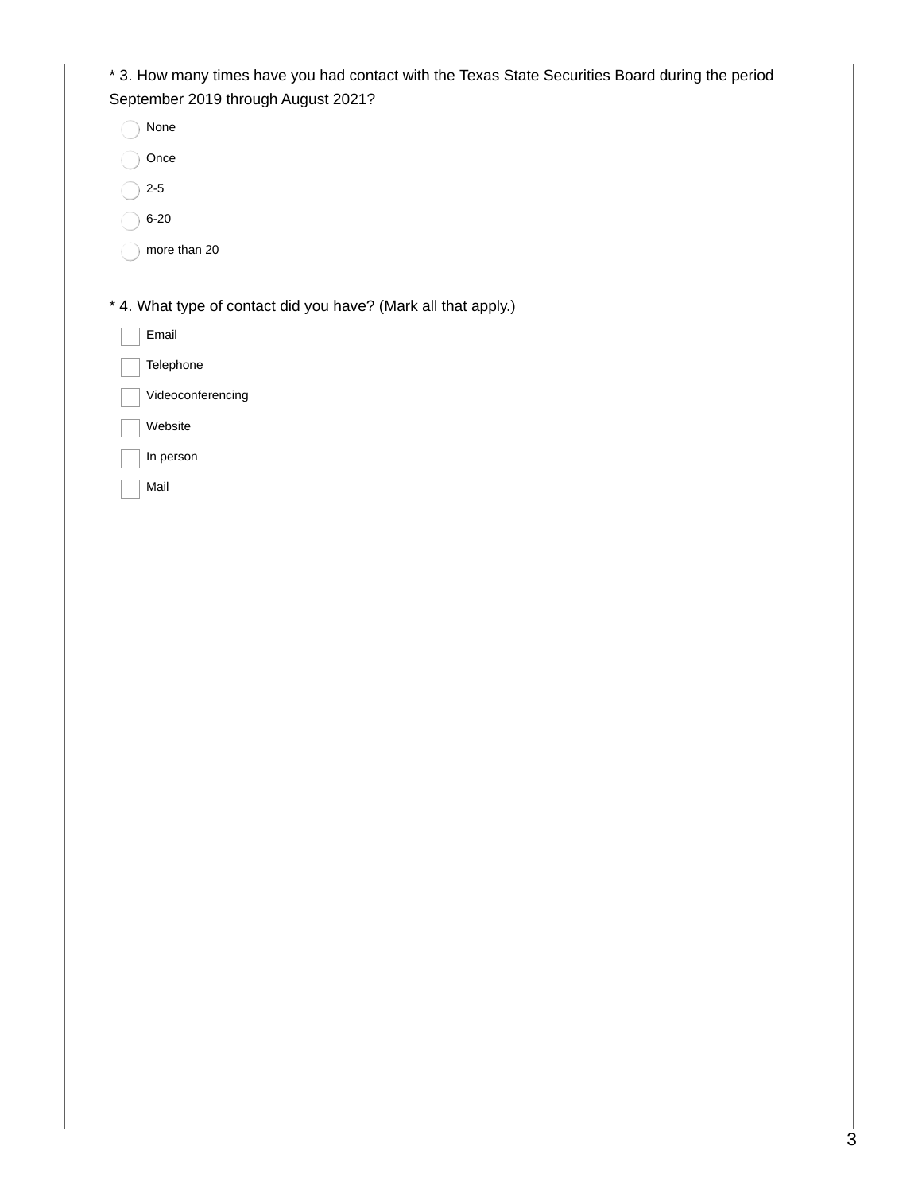* 3. How many times have you had contact with the Texas State Securities Board during the period September 2019 through August 2021?

- ◯ None
- ◯ Once
- ◯ 2-5
- ◯ 6-20
- ◯ more than 20

* 4. What type of contact did you have? (Mark all that apply.)

- ☐ Email
- ☐ Telephone
- ☐ Videoconferencing
- ☐ Website
- ☐ In person
- ☐ Mail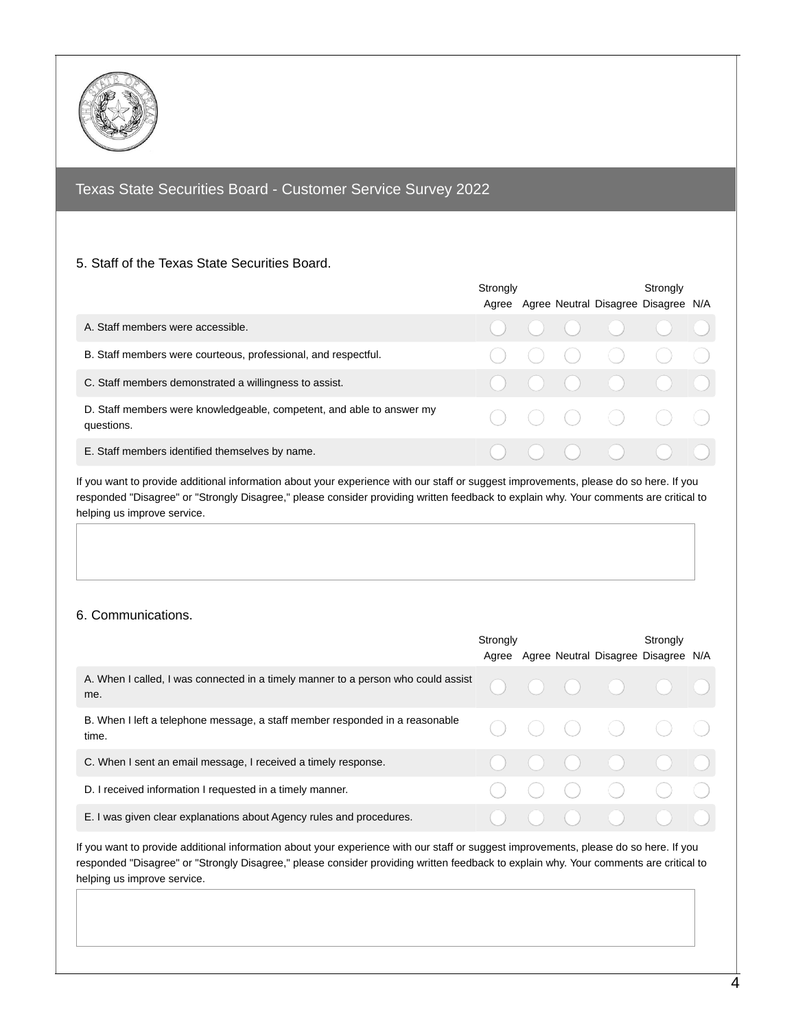## Texas State Securities Board - Customer Service Survey 2022

### 5. Staff of the Texas State Securities Board.

| | Strongly Agree | Agree | Neutral | Disagree | Strongly Disagree | N/A |
|---|---|---|---|---|---|---|
| A. Staff members were accessible. | ◯ | ◯ | ◯ | ◯ | ◯ | ◯ |
| B. Staff members were courteous, professional, and respectful. | ◯ | ◯ | ◯ | ◯ | ◯ | ◯ |
| C. Staff members demonstrated a willingness to assist. | ◯ | ◯ | ◯ | ◯ | ◯ | ◯ |
| D. Staff members were knowledgeable, competent, and able to answer my questions. | ◯ | ◯ | ◯ | ◯ | ◯ | ◯ |
| E. Staff members identified themselves by name. | ◯ | ◯ | ◯ | ◯ | ◯ | ◯ |

If you want to provide additional information about your experience with our staff or suggest improvements, please do so here. If you responded "Disagree" or "Strongly Disagree," please consider providing written feedback to explain why. Your comments are critical to helping us improve service.

### 6. Communications.

| | Strongly Agree | Agree | Neutral | Disagree | Strongly Disagree | N/A |
|---|---|---|---|---|---|---|
| A. When I called, I was connected in a timely manner to a person who could assist me. | ◯ | ◯ | ◯ | ◯ | ◯ | ◯ |
| B. When I left a telephone message, a staff member responded in a reasonable time. | ◯ | ◯ | ◯ | ◯ | ◯ | ◯ |
| C. When I sent an email message, I received a timely response. | ◯ | ◯ | ◯ | ◯ | ◯ | ◯ |
| D. I received information I requested in a timely manner. | ◯ | ◯ | ◯ | ◯ | ◯ | ◯ |
| E. I was given clear explanations about Agency rules and procedures. | ◯ | ◯ | ◯ | ◯ | ◯ | ◯ |

If you want to provide additional information about your experience with our staff or suggest improvements, please do so here. If you responded "Disagree" or "Strongly Disagree," please consider providing written feedback to explain why. Your comments are critical to helping us improve service.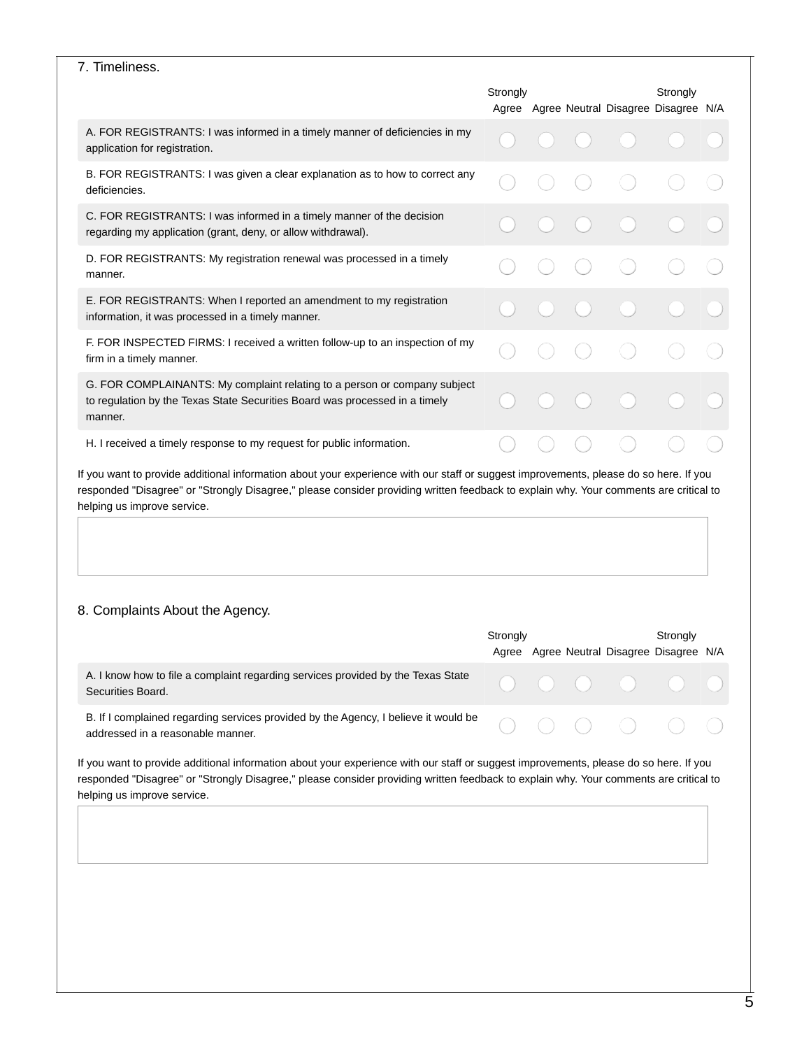7. Timeliness.

| | Strongly Agree | Agree | Neutral | Disagree | Strongly Disagree | N/A |
|---|---|---|---|---|---|---|
| A. FOR REGISTRANTS: I was informed in a timely manner of deficiencies in my application for registration. | ◯ | ◯ | ◯ | ◯ | ◯ | ◯ |
| B. FOR REGISTRANTS: I was given a clear explanation as to how to correct any deficiencies. | ◯ | ◯ | ◯ | ◯ | ◯ | ◯ |
| C. FOR REGISTRANTS: I was informed in a timely manner of the decision regarding my application (grant, deny, or allow withdrawal). | ◯ | ◯ | ◯ | ◯ | ◯ | ◯ |
| D. FOR REGISTRANTS: My registration renewal was processed in a timely manner. | ◯ | ◯ | ◯ | ◯ | ◯ | ◯ |
| E. FOR REGISTRANTS: When I reported an amendment to my registration information, it was processed in a timely manner. | ◯ | ◯ | ◯ | ◯ | ◯ | ◯ |
| F. FOR INSPECTED FIRMS: I received a written follow-up to an inspection of my firm in a timely manner. | ◯ | ◯ | ◯ | ◯ | ◯ | ◯ |
| G. FOR COMPLAINANTS: My complaint relating to a person or company subject to regulation by the Texas State Securities Board was processed in a timely manner. | ◯ | ◯ | ◯ | ◯ | ◯ | ◯ |
| H. I received a timely response to my request for public information. | ◯ | ◯ | ◯ | ◯ | ◯ | ◯ |

If you want to provide additional information about your experience with our staff or suggest improvements, please do so here. If you responded "Disagree" or "Strongly Disagree," please consider providing written feedback to explain why. Your comments are critical to helping us improve service.

8. Complaints About the Agency.

| | Strongly Agree | Agree | Neutral | Disagree | Strongly Disagree | N/A |
|---|---|---|---|---|---|---|
| A. I know how to file a complaint regarding services provided by the Texas State Securities Board. | ◯ | ◯ | ◯ | ◯ | ◯ | ◯ |
| B. If I complained regarding services provided by the Agency, I believe it would be addressed in a reasonable manner. | ◯ | ◯ | ◯ | ◯ | ◯ | ◯ |

If you want to provide additional information about your experience with our staff or suggest improvements, please do so here. If you responded "Disagree" or "Strongly Disagree," please consider providing written feedback to explain why. Your comments are critical to helping us improve service.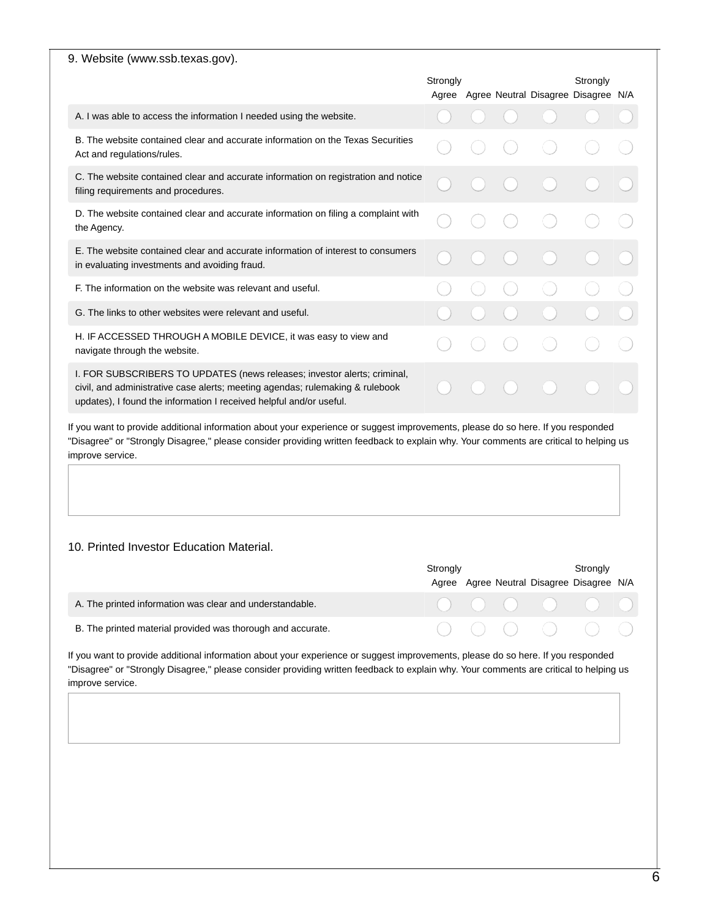9. Website (www.ssb.texas.gov).

| | Strongly Agree | Agree | Neutral | Disagree | Strongly Disagree | N/A |
|---|---|---|---|---|---|---|
| A. I was able to access the information I needed using the website. | ○ | ○ | ○ | ○ | ○ | ○ |
| B. The website contained clear and accurate information on the Texas Securities Act and regulations/rules. | ○ | ○ | ○ | ○ | ○ | ○ |
| C. The website contained clear and accurate information on registration and notice filing requirements and procedures. | ○ | ○ | ○ | ○ | ○ | ○ |
| D. The website contained clear and accurate information on filing a complaint with the Agency. | ○ | ○ | ○ | ○ | ○ | ○ |
| E. The website contained clear and accurate information of interest to consumers in evaluating investments and avoiding fraud. | ○ | ○ | ○ | ○ | ○ | ○ |
| F. The information on the website was relevant and useful. | ○ | ○ | ○ | ○ | ○ | ○ |
| G. The links to other websites were relevant and useful. | ○ | ○ | ○ | ○ | ○ | ○ |
| H. IF ACCESSED THROUGH A MOBILE DEVICE, it was easy to view and navigate through the website. | ○ | ○ | ○ | ○ | ○ | ○ |
| I. FOR SUBSCRIBERS TO UPDATES (news releases; investor alerts; criminal, civil, and administrative case alerts; meeting agendas; rulemaking & rulebook updates), I found the information I received helpful and/or useful. | ○ | ○ | ○ | ○ | ○ | ○ |

If you want to provide additional information about your experience or suggest improvements, please do so here. If you responded "Disagree" or "Strongly Disagree," please consider providing written feedback to explain why. Your comments are critical to helping us improve service.

10. Printed Investor Education Material.

| | Strongly Agree | Agree | Neutral | Disagree | Strongly Disagree | N/A |
|---|---|---|---|---|---|---|
| A. The printed information was clear and understandable. | ○ | ○ | ○ | ○ | ○ | ○ |
| B. The printed material provided was thorough and accurate. | ○ | ○ | ○ | ○ | ○ | ○ |

If you want to provide additional information about your experience or suggest improvements, please do so here. If you responded "Disagree" or "Strongly Disagree," please consider providing written feedback to explain why. Your comments are critical to helping us improve service.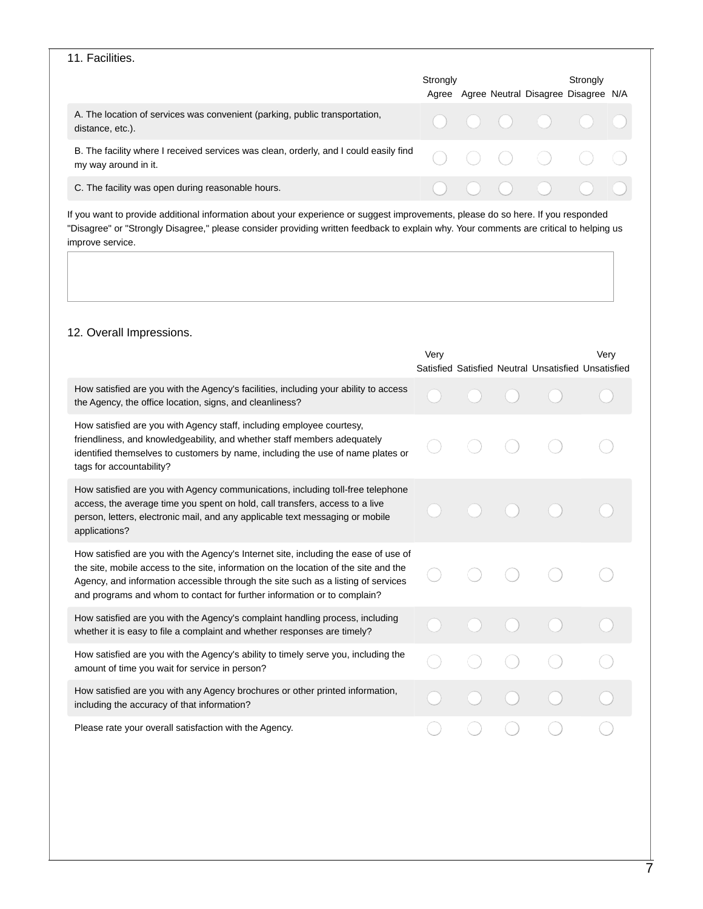11. Facilities.

| | Strongly Agree | Agree | Neutral | Disagree | Strongly Disagree | N/A |
|---|---|---|---|---|---|---|
| A. The location of services was convenient (parking, public transportation, distance, etc.). | ◯ | ◯ | ◯ | ◯ | ◯ | ◯ |
| B. The facility where I received services was clean, orderly, and I could easily find my way around in it. | ◯ | ◯ | ◯ | ◯ | ◯ | ◯ |
| C. The facility was open during reasonable hours. | ◯ | ◯ | ◯ | ◯ | ◯ | ◯ |

If you want to provide additional information about your experience or suggest improvements, please do so here. If you responded "Disagree" or "Strongly Disagree," please consider providing written feedback to explain why. Your comments are critical to helping us improve service.

12. Overall Impressions.

| | Very Satisfied | Satisfied | Neutral | Unsatisfied | Very Unsatisfied |
|---|---|---|---|---|---|
| How satisfied are you with the Agency's facilities, including your ability to access the Agency, the office location, signs, and cleanliness? | ◯ | ◯ | ◯ | ◯ | ◯ |
| How satisfied are you with Agency staff, including employee courtesy, friendliness, and knowledgeability, and whether staff members adequately identified themselves to customers by name, including the use of name plates or tags for accountability? | ◯ | ◯ | ◯ | ◯ | ◯ |
| How satisfied are you with Agency communications, including toll-free telephone access, the average time you spent on hold, call transfers, access to a live person, letters, electronic mail, and any applicable text messaging or mobile applications? | ◯ | ◯ | ◯ | ◯ | ◯ |
| How satisfied are you with the Agency's Internet site, including the ease of use of the site, mobile access to the site, information on the location of the site and the Agency, and information accessible through the site such as a listing of services and programs and whom to contact for further information or to complain? | ◯ | ◯ | ◯ | ◯ | ◯ |
| How satisfied are you with the Agency's complaint handling process, including whether it is easy to file a complaint and whether responses are timely? | ◯ | ◯ | ◯ | ◯ | ◯ |
| How satisfied are you with the Agency's ability to timely serve you, including the amount of time you wait for service in person? | ◯ | ◯ | ◯ | ◯ | ◯ |
| How satisfied are you with any Agency brochures or other printed information, including the accuracy of that information? | ◯ | ◯ | ◯ | ◯ | ◯ |
| Please rate your overall satisfaction with the Agency. | ◯ | ◯ | ◯ | ◯ | ◯ |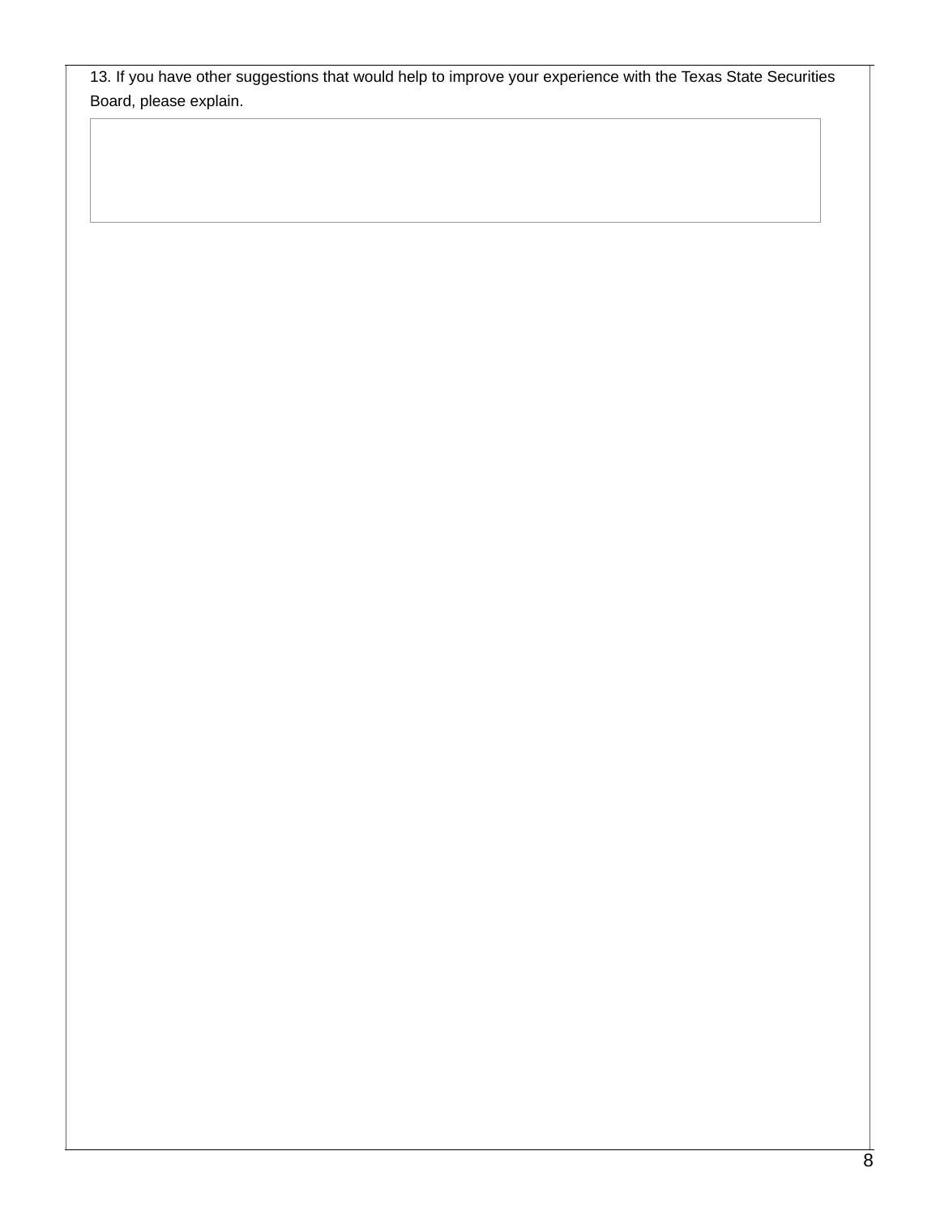13. If you have other suggestions that would help to improve your experience with the Texas State Securities Board, please explain.